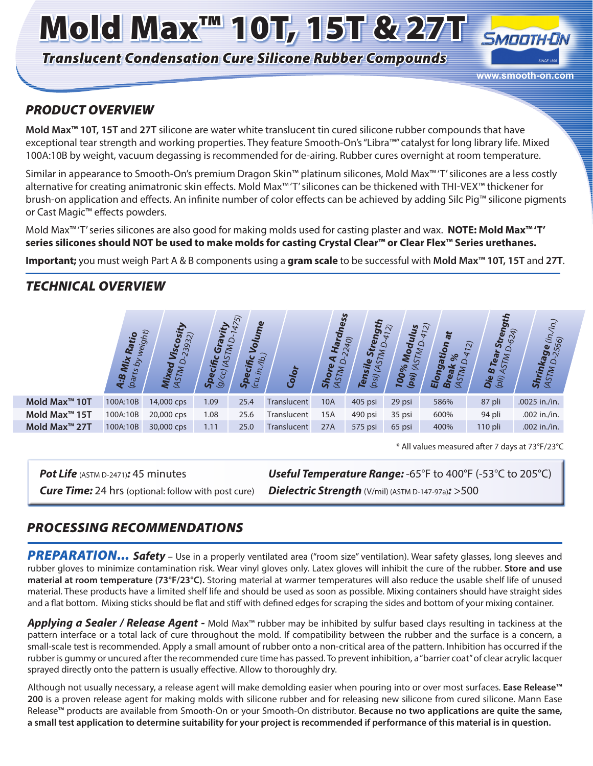# Mold Max™ 10T, 15T & 27T

***Translucent Condensation Cure Silicone Rubber Compounds***

SMOOTH-ON SINCE 1895

www.smooth-on.com

## PRODUCT OVERVIEW

**Mold Max™ 10T, 15T** and **27T** silicone are water white translucent tin cured silicone rubber compounds that have exceptional tear strength and working properties. They feature Smooth-On's "Libra™" catalyst for long library life. Mixed 100A:10B by weight, vacuum degassing is recommended for de-airing. Rubber cures overnight at room temperature.

Similar in appearance to Smooth-On's premium Dragon Skin™ platinum silicones, Mold Max™ 'T' silicones are a less costly alternative for creating animatronic skin effects. Mold Max™ 'T' silicones can be thickened with THI-VEX™ thickener for brush-on application and effects. An infinite number of color effects can be achieved by adding Silc Pig™ silicone pigments or Cast Magic™ effects powders.

Mold Max™ 'T' series silicones are also good for making molds used for casting plaster and wax. **NOTE: Mold Max™ 'T' series silicones should NOT be used to make molds for casting Crystal Clear™ or Clear Flex™ Series urethanes.**

**Important;** you must weigh Part A & B components using a **gram scale** to be successful with **Mold Max™ 10T, 15T** and **27T**.

## TECHNICAL OVERVIEW

| | A:B Mix Ratio (parts by weight) | Mixed Viscosity (ASTM D-2393) | Specific Gravity (g/cc) (ASTM D-1475) | Specific Volume (cu. in./lb.) | Color | Shore A Hardness (ASTM D-2240) | Tensile Strength (psi) (ASTM D-412) | 100% Modulus (psi) (ASTM D-412) | Elongation at Break % (ASTM D-412) | Die B Tear Strength (pli) ASTM D-624) | Shrinkage (in./in.) (ASTM D-2566) |
|---|---|---|---|---|---|---|---|---|---|---|---|
| **Mold Max™ 10T** | 100A:10B | 14,000 cps | 1.09 | 25.4 | Translucent | 10A | 405 psi | 29 psi | 586% | 87 pli | .0025 in./in. |
| **Mold Max™ 15T** | 100A:10B | 20,000 cps | 1.08 | 25.6 | Translucent | 15A | 490 psi | 35 psi | 600% | 94 pli | .002 in./in. |
| **Mold Max™ 27T** | 100A:10B | 30,000 cps | 1.11 | 25.0 | Translucent | 27A | 575 psi | 65 psi | 400% | 110 pli | .002 in./in. |

\* All values measured after 7 days at 73°F/23°C

***Pot Life*** (ASTM D-2471)**:** 45 minutes

***Cure Time:*** 24 hrs (optional: follow with post cure)

***Useful Temperature Range:*** -65°F to 400°F (-53°C to 205°C)

***Dielectric Strength*** (V/mil) (ASTM D-147-97a)**:** >500

## PROCESSING RECOMMENDATIONS

***PREPARATION... Safety*** – Use in a properly ventilated area ("room size" ventilation). Wear safety glasses, long sleeves and rubber gloves to minimize contamination risk. Wear vinyl gloves only. Latex gloves will inhibit the cure of the rubber. **Store and use material at room temperature (73°F/23°C).** Storing material at warmer temperatures will also reduce the usable shelf life of unused material. These products have a limited shelf life and should be used as soon as possible. Mixing containers should have straight sides and a flat bottom. Mixing sticks should be flat and stiff with defined edges for scraping the sides and bottom of your mixing container.

***Applying a Sealer / Release Agent -*** Mold Max™ rubber may be inhibited by sulfur based clays resulting in tackiness at the pattern interface or a total lack of cure throughout the mold. If compatibility between the rubber and the surface is a concern, a small-scale test is recommended. Apply a small amount of rubber onto a non-critical area of the pattern. Inhibition has occurred if the rubber is gummy or uncured after the recommended cure time has passed. To prevent inhibition, a "barrier coat" of clear acrylic lacquer sprayed directly onto the pattern is usually effective. Allow to thoroughly dry.

Although not usually necessary, a release agent will make demolding easier when pouring into or over most surfaces. **Ease Release™ 200** is a proven release agent for making molds with silicone rubber and for releasing new silicone from cured silicone. Mann Ease Release™ products are available from Smooth-On or your Smooth-On distributor. **Because no two applications are quite the same, a small test application to determine suitability for your project is recommended if performance of this material is in question.**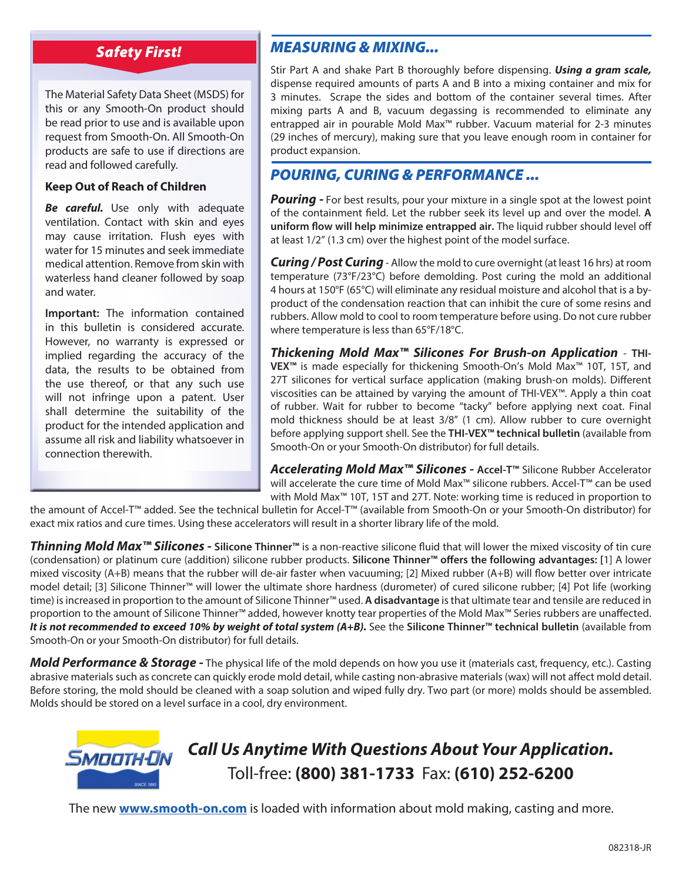## Safety First!

The Material Safety Data Sheet (MSDS) for this or any Smooth-On product should be read prior to use and is available upon request from Smooth-On. All Smooth-On products are safe to use if directions are read and followed carefully.

**Keep Out of Reach of Children**

***Be careful.*** Use only with adequate ventilation. Contact with skin and eyes may cause irritation. Flush eyes with water for 15 minutes and seek immediate medical attention. Remove from skin with waterless hand cleaner followed by soap and water.

**Important:** The information contained in this bulletin is considered accurate. However, no warranty is expressed or implied regarding the accuracy of the data, the results to be obtained from the use thereof, or that any such use will not infringe upon a patent. User shall determine the suitability of the product for the intended application and assume all risk and liability whatsoever in connection therewith.

## MEASURING & MIXING...

Stir Part A and shake Part B thoroughly before dispensing. ***Using a gram scale,*** dispense required amounts of parts A and B into a mixing container and mix for 3 minutes. Scrape the sides and bottom of the container several times. After mixing parts A and B, vacuum degassing is recommended to eliminate any entrapped air in pourable Mold Max™ rubber. Vacuum material for 2-3 minutes (29 inches of mercury), making sure that you leave enough room in container for product expansion.

## POURING, CURING & PERFORMANCE ...

***Pouring -*** For best results, pour your mixture in a single spot at the lowest point of the containment field. Let the rubber seek its level up and over the model. **A uniform flow will help minimize entrapped air.** The liquid rubber should level off at least 1/2" (1.3 cm) over the highest point of the model surface.

***Curing / Post Curing*** - Allow the mold to cure overnight (at least 16 hrs) at room temperature (73°F/23°C) before demolding. Post curing the mold an additional 4 hours at 150°F (65°C) will eliminate any residual moisture and alcohol that is a by-product of the condensation reaction that can inhibit the cure of some resins and rubbers. Allow mold to cool to room temperature before using. Do not cure rubber where temperature is less than 65°F/18°C.

***Thickening Mold Max™ Silicones For Brush-on Application*** - **THI-VEX™** is made especially for thickening Smooth-On's Mold Max™ 10T, 15T, and 27T silicones for vertical surface application (making brush-on molds). Different viscosities can be attained by varying the amount of THI-VEX™. Apply a thin coat of rubber. Wait for rubber to become "tacky" before applying next coat. Final mold thickness should be at least 3/8" (1 cm). Allow rubber to cure overnight before applying support shell. See the **THI-VEX™ technical bulletin** (available from Smooth-On or your Smooth-On distributor) for full details.

***Accelerating Mold Max™ Silicones -*** **Accel-T™** Silicone Rubber Accelerator will accelerate the cure time of Mold Max™ silicone rubbers. Accel-T™ can be used with Mold Max™ 10T, 15T and 27T. Note: working time is reduced in proportion to the amount of Accel-T™ added. See the technical bulletin for Accel-T™ (available from Smooth-On or your Smooth-On distributor) for exact mix ratios and cure times. Using these accelerators will result in a shorter library life of the mold.

***Thinning Mold Max™ Silicones -*** **Silicone Thinner™** is a non-reactive silicone fluid that will lower the mixed viscosity of tin cure (condensation) or platinum cure (addition) silicone rubber products. **Silicone Thinner™ offers the following advantages:** [1] A lower mixed viscosity (A+B) means that the rubber will de-air faster when vacuuming; [2] Mixed rubber (A+B) will flow better over intricate model detail; [3] Silicone Thinner™ will lower the ultimate shore hardness (durometer) of cured silicone rubber; [4] Pot life (working time) is increased in proportion to the amount of Silicone Thinner™ used. **A disadvantage** is that ultimate tear and tensile are reduced in proportion to the amount of Silicone Thinner™ added, however knotty tear properties of the Mold Max™ Series rubbers are unaffected. ***It is not recommended to exceed 10% by weight of total system (A+B).*** See the **Silicone Thinner™ technical bulletin** (available from Smooth-On or your Smooth-On distributor) for full details.

***Mold Performance & Storage -*** The physical life of the mold depends on how you use it (materials cast, frequency, etc.). Casting abrasive materials such as concrete can quickly erode mold detail, while casting non-abrasive materials (wax) will not affect mold detail. Before storing, the mold should be cleaned with a soap solution and wiped fully dry. Two part (or more) molds should be assembled. Molds should be stored on a level surface in a cool, dry environment.

SMOOTH-ON SINCE 1895

***Call Us Anytime With Questions About Your Application.***

Toll-free: **(800) 381-1733** Fax: **(610) 252-6200**

The new **www.smooth-on.com** is loaded with information about mold making, casting and more.

082318-JR